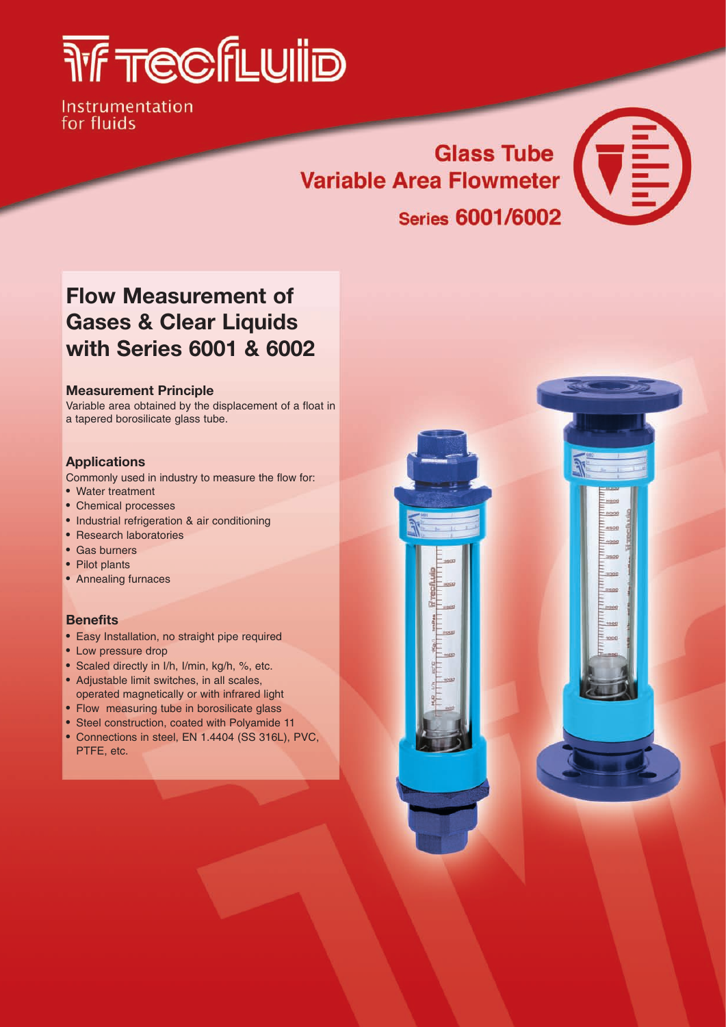# Tecfluid

Instrumentation
for fluids

## Glass Tube Variable Area Flowmeter

Series **6001/6002**

## Flow Measurement of Gases & Clear Liquids with Series 6001 & 6002

### Measurement Principle

Variable area obtained by the displacement of a float in a tapered borosilicate glass tube.

### Applications

Commonly used in industry to measure the flow for:

- Water treatment
- Chemical processes
- Industrial refrigeration & air conditioning
- Research laboratories
- Gas burners
- Pilot plants
- Annealing furnaces

### Benefits

- Easy Installation, no straight pipe required
- Low pressure drop
- Scaled directly in l/h, l/min, kg/h, %, etc.
- Adjustable limit switches, in all scales, operated magnetically or with infrared light
- Flow measuring tube in borosilicate glass
- Steel construction, coated with Polyamide 11
- Connections in steel, EN 1.4404 (SS 316L), PVC, PTFE, etc.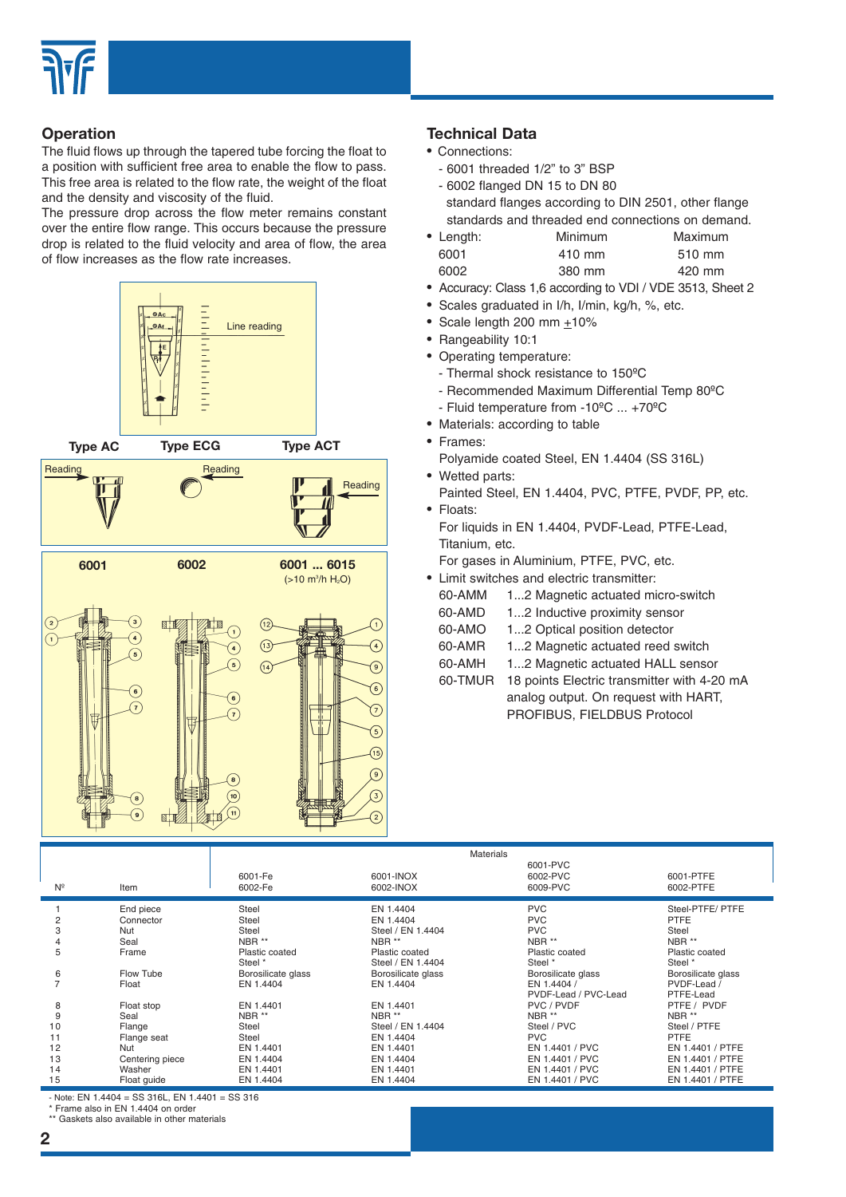## Operation

The fluid flows up through the tapered tube forcing the float to a position with sufficient free area to enable the flow to pass. This free area is related to the flow rate, the weight of the float and the density and viscosity of the fluid.

The pressure drop across the flow meter remains constant over the entire flow range. This occurs because the pressure drop is related to the fluid velocity and area of flow, the area of flow increases as the flow rate increases.

Line reading

**Type AC** **Type ECG** **Type ACT**

Reading Reading Reading

**6001** **6002** **6001 ... 6015** (>10 $m^3$/h $H_2O$)

## Technical Data

- Connections:
  - 6001 threaded 1/2" to 3" BSP
  - 6002 flanged DN 15 to DN 80
  
  standard flanges according to DIN 2501, other flange standards and threaded end connections on demand.
- Length:

| | Minimum | Maximum |
|---|---|---|
| 6001 | 410 mm | 510 mm |
| 6002 | 380 mm | 420 mm |

- Accuracy: Class 1,6 according to VDI / VDE 3513, Sheet 2
- Scales graduated in l/h, l/min, kg/h, %, etc.
- Scale length 200 mm ±10%
- Rangeability 10:1
- Operating temperature:
  - Thermal shock resistance to 150ºC
  - Recommended Maximum Differential Temp 80ºC
  - Fluid temperature from -10ºC ... +70ºC
- Materials: according to table
- Frames:
  
  Polyamide coated Steel, EN 1.4404 (SS 316L)
- Wetted parts:
  
  Painted Steel, EN 1.4404, PVC, PTFE, PVDF, PP, etc.
- Floats:
  
  For liquids in EN 1.4404, PVDF-Lead, PTFE-Lead, Titanium, etc.
  
  For gases in Aluminium, PTFE, PVC, etc.
- Limit switches and electric transmitter:

| | |
|---|---|
| 60-AMM | 1...2 Magnetic actuated micro-switch |
| 60-AMD | 1...2 Inductive proximity sensor |
| 60-AMO | 1...2 Optical position detector |
| 60-AMR | 1...2 Magnetic actuated reed switch |
| 60-AMH | 1...2 Magnetic actuated HALL sensor |
| 60-TMUR | 18 points Electric transmitter with 4-20 mA analog output. On request with HART, PROFIBUS, FIELDBUS Protocol |

| | | Materials | | | |
|---|---|---|---|---|---|
| Nº | Item | 6001-Fe 6002-Fe | 6001-INOX 6002-INOX | 6001-PVC 6002-PVC 6009-PVC | 6001-PTFE 6002-PTFE |
| 1 | End piece | Steel | EN 1.4404 | PVC | Steel-PTFE/ PTFE |
| 2 | Connector | Steel | EN 1.4404 | PVC | PTFE |
| 3 | Nut | Steel | Steel / EN 1.4404 | PVC | Steel |
| 4 | Seal | NBR ** | NBR ** | NBR ** | NBR ** |
| 5 | Frame | Plastic coated Steel * | Plastic coated Steel / EN 1.4404 | Plastic coated Steel * | Plastic coated Steel * |
| 6 | Flow Tube | Borosilicate glass | Borosilicate glass | Borosilicate glass | Borosilicate glass |
| 7 | Float | EN 1.4404 | EN 1.4404 | EN 1.4404 / PVDF-Lead / PVC-Lead | PVDF-Lead / PTFE-Lead |
| 8 | Float stop | EN 1.4401 | EN 1.4401 | PVC / PVDF | PTFE / PVDF |
| 9 | Seal | NBR ** | NBR ** | NBR ** | NBR ** |
| 10 | Flange | Steel | Steel / EN 1.4404 | Steel / PVC | Steel / PTFE |
| 11 | Flange seat | Steel | EN 1.4404 | PVC | PTFE |
| 12 | Nut | EN 1.4401 | EN 1.4401 | EN 1.4401 / PVC | EN 1.4401 / PTFE |
| 13 | Centering piece | EN 1.4404 | EN 1.4404 | EN 1.4401 / PVC | EN 1.4401 / PTFE |
| 14 | Washer | EN 1.4401 | EN 1.4401 | EN 1.4401 / PVC | EN 1.4401 / PTFE |
| 15 | Float guide | EN 1.4404 | EN 1.4404 | EN 1.4401 / PVC | EN 1.4401 / PTFE |

- Note: EN 1.4404 = SS 316L, EN 1.4401 = SS 316

\* Frame also in EN 1.4404 on order

** Gaskets also available in other materials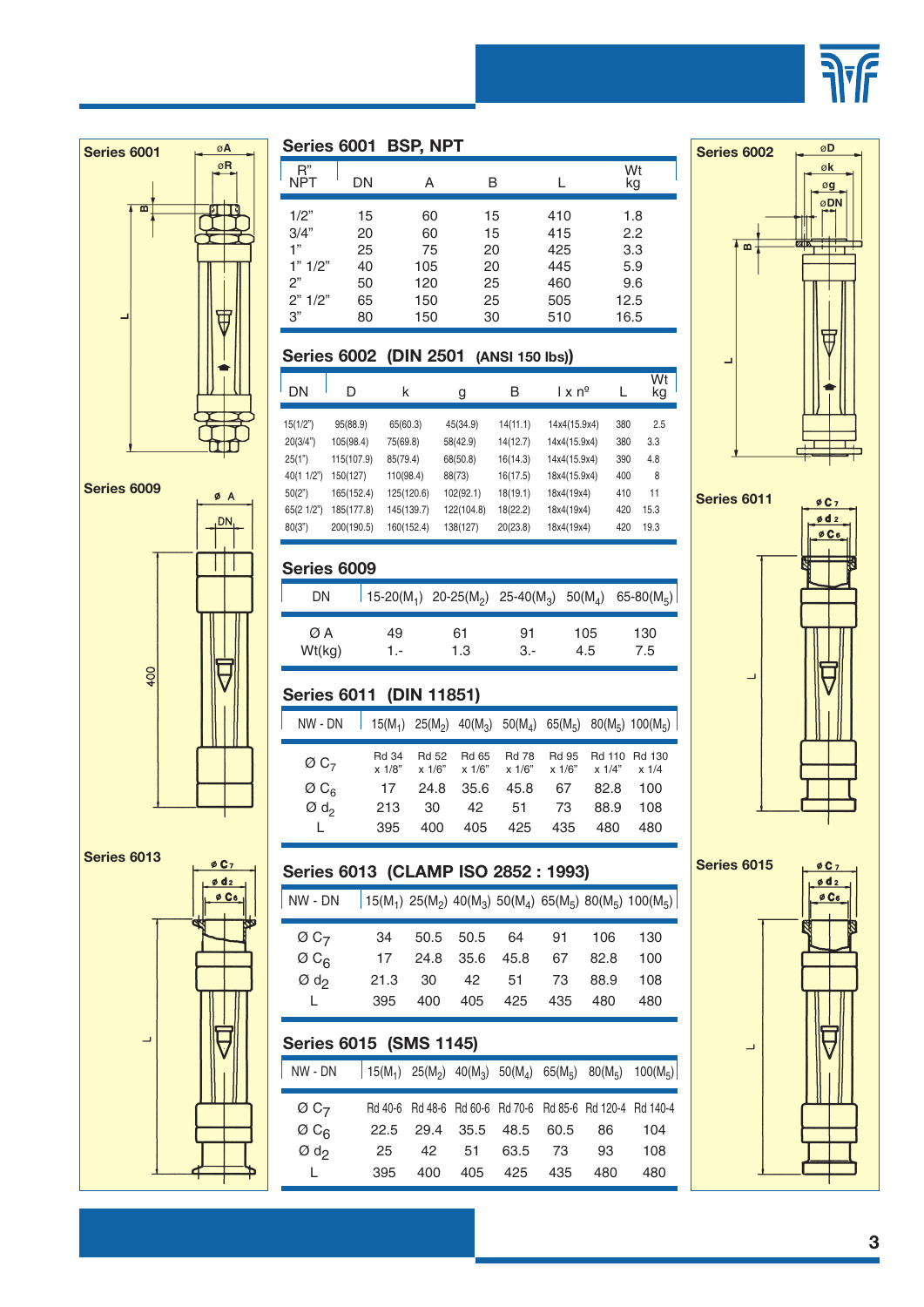Series 6001

Series 6009

Series 6013

## Series 6001 BSP, NPT

| R" NPT | DN | A | B | L | Wt kg |
|---|---|---|---|---|---|
| 1/2" | 15 | 60 | 15 | 410 | 1.8 |
| 3/4" | 20 | 60 | 15 | 415 | 2.2 |
| 1" | 25 | 75 | 20 | 425 | 3.3 |
| 1" 1/2" | 40 | 105 | 20 | 445 | 5.9 |
| 2" | 50 | 120 | 25 | 460 | 9.6 |
| 2" 1/2" | 65 | 150 | 25 | 505 | 12.5 |
| 3" | 80 | 150 | 30 | 510 | 16.5 |

## Series 6002 (DIN 2501 (ANSI 150 lbs))

| DN | D | k | g | B | l x nº | L | Wt kg |
|---|---|---|---|---|---|---|---|
| 15(1/2") | 95(88.9) | 65(60.3) | 45(34.9) | 14(11.1) | 14x4(15.9x4) | 380 | 2.5 |
| 20(3/4") | 105(98.4) | 75(69.8) | 58(42.9) | 14(12.7) | 14x4(15.9x4) | 380 | 3.3 |
| 25(1") | 115(107.9) | 85(79.4) | 68(50.8) | 16(14.3) | 14x4(15.9x4) | 390 | 4.8 |
| 40(1 1/2") | 150(127) | 110(98.4) | 88(73) | 16(17.5) | 18x4(15.9x4) | 400 | 8 |
| 50(2") | 165(152.4) | 125(120.6) | 102(92.1) | 18(19.1) | 18x4(19x4) | 410 | 11 |
| 65(2 1/2") | 185(177.8) | 145(139.7) | 122(104.8) | 18(22.2) | 18x4(19x4) | 420 | 15.3 |
| 80(3") | 200(190.5) | 160(152.4) | 138(127) | 20(23.8) | 18x4(19x4) | 420 | 19.3 |

## Series 6009

| DN | 15-20($M_1$) | 20-25($M_2$) | 25-40($M_3$) | 50($M_4$) | 65-80($M_5$) |
|---|---|---|---|---|---|
| Ø A | 49 | 61 | 91 | 105 | 130 |
| Wt(kg) | 1.- | 1.3 | 3.- | 4.5 | 7.5 |

## Series 6011 (DIN 11851)

| NW - DN | 15($M_1$) | 25($M_2$) | 40($M_3$) | 50($M_4$) | 65($M_5$) | 80($M_5$) | 100($M_5$) |
|---|---|---|---|---|---|---|---|
| Ø $C_7$ | Rd 34 x 1/8" | Rd 52 x 1/6" | Rd 65 x 1/6" | Rd 78 x 1/6" | Rd 95 x 1/6" | Rd 110 x 1/4" | Rd 130 x 1/4 |
| Ø $C_6$ | 17 | 24.8 | 35.6 | 45.8 | 67 | 82.8 | 100 |
| Ø $d_2$ | 213 | 30 | 42 | 51 | 73 | 88.9 | 108 |
| L | 395 | 400 | 405 | 425 | 435 | 480 | 480 |

## Series 6013 (CLAMP ISO 2852 : 1993)

| NW - DN | 15($M_1$) | 25($M_2$) | 40($M_3$) | 50($M_4$) | 65($M_5$) | 80($M_5$) | 100($M_5$) |
|---|---|---|---|---|---|---|---|
| Ø $C_7$ | 34 | 50.5 | 50.5 | 64 | 91 | 106 | 130 |
| Ø $C_6$ | 17 | 24.8 | 35.6 | 45.8 | 67 | 82.8 | 100 |
| Ø $d_2$ | 21.3 | 30 | 42 | 51 | 73 | 88.9 | 108 |
| L | 395 | 400 | 405 | 425 | 435 | 480 | 480 |

## Series 6015 (SMS 1145)

| NW - DN | 15($M_1$) | 25($M_2$) | 40($M_3$) | 50($M_4$) | 65($M_5$) | 80($M_5$) | 100($M_5$) |
|---|---|---|---|---|---|---|---|
| Ø $C_7$ | Rd 40-6 | Rd 48-6 | Rd 60-6 | Rd 70-6 | Rd 85-6 | Rd 120-4 | Rd 140-4 |
| Ø $C_6$ | 22.5 | 29.4 | 35.5 | 48.5 | 60.5 | 86 | 104 |
| Ø $d_2$ | 25 | 42 | 51 | 63.5 | 73 | 93 | 108 |
| L | 395 | 400 | 405 | 425 | 435 | 480 | 480 |

Series 6002

Series 6011

Series 6015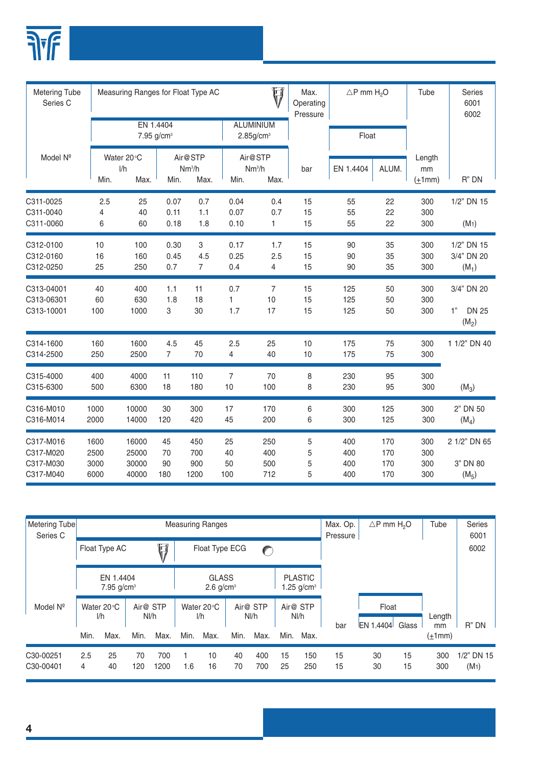| Metering Tube Series C Model Nº | Measuring Ranges for Float Type AC | | | | | | Max. Operating Pressure | $\triangle$P mm $H_2O$ | | Tube | Series 6001 6002 |
|---|---|---|---|---|---|---|---|---|---|---|---|
| | EN 1.4404 7.95 g/cm³ | | | | ALUMINIUM 2.85g/cm³ | | | Float | | | |
| | Water 20°C l/h | | Air@STP Nm³/h | | Air@STP Nm³/h | | bar | EN 1.4404 | ALUM. | Length mm (±1mm) | R" DN |
| | Min. | Max. | Min. | Max. | Min. | Max. | | | | | |
| C311-0025 | 2.5 | 25 | 0.07 | 0.7 | 0.04 | 0.4 | 15 | 55 | 22 | 300 | 1/2" DN 15 |
| C311-0040 | 4 | 40 | 0.11 | 1.1 | 0.07 | 0.7 | 15 | 55 | 22 | 300 | |
| C311-0060 | 6 | 60 | 0.18 | 1.8 | 0.10 | 1 | 15 | 55 | 22 | 300 | ($M_1$) |
| C312-0100 | 10 | 100 | 0.30 | 3 | 0.17 | 1.7 | 15 | 90 | 35 | 300 | 1/2" DN 15 |
| C312-0160 | 16 | 160 | 0.45 | 4.5 | 0.25 | 2.5 | 15 | 90 | 35 | 300 | 3/4" DN 20 |
| C312-0250 | 25 | 250 | 0.7 | 7 | 0.4 | 4 | 15 | 90 | 35 | 300 | ($M_1$) |
| C313-04001 | 40 | 400 | 1.1 | 11 | 0.7 | 7 | 15 | 125 | 50 | 300 | 3/4" DN 20 |
| C313-06301 | 60 | 630 | 1.8 | 18 | 1 | 10 | 15 | 125 | 50 | 300 | |
| C313-10001 | 100 | 1000 | 3 | 30 | 1.7 | 17 | 15 | 125 | 50 | 300 | 1" DN 25 ($M_2$) |
| C314-1600 | 160 | 1600 | 4.5 | 45 | 2.5 | 25 | 10 | 175 | 75 | 300 | 1 1/2" DN 40 |
| C314-2500 | 250 | 2500 | 7 | 70 | 4 | 40 | 10 | 175 | 75 | 300 | |
| C315-4000 | 400 | 4000 | 11 | 110 | 7 | 70 | 8 | 230 | 95 | 300 | |
| C315-6300 | 500 | 6300 | 18 | 180 | 10 | 100 | 8 | 230 | 95 | 300 | ($M_3$) |
| C316-M010 | 1000 | 10000 | 30 | 300 | 17 | 170 | 6 | 300 | 125 | 300 | 2" DN 50 |
| C316-M014 | 2000 | 14000 | 120 | 420 | 45 | 200 | 6 | 300 | 125 | 300 | ($M_4$) |
| C317-M016 | 1600 | 16000 | 45 | 450 | 25 | 250 | 5 | 400 | 170 | 300 | 2 1/2" DN 65 |
| C317-M020 | 2500 | 25000 | 70 | 700 | 40 | 400 | 5 | 400 | 170 | 300 | |
| C317-M030 | 3000 | 30000 | 90 | 900 | 50 | 500 | 5 | 400 | 170 | 300 | 3" DN 80 |
| C317-M040 | 6000 | 40000 | 180 | 1200 | 100 | 712 | 5 | 400 | 170 | 300 | ($M_5$) |

| Metering Tube Series C Model Nº | Measuring Ranges | | | | | | | | | | Max. Op. Pressure | $\triangle$P mm $H_2O$ | | Tube | Series 6001 6002 |
|---|---|---|---|---|---|---|---|---|---|---|---|---|---|---|---|
| | Float Type AC | | | | Float Type ECG | | | | | | | | | | |
| | EN 1.4404 7.95 g/cm³ | | | | GLASS 2.6 g/cm³ | | | | PLASTIC 1.25 g/cm³ | | | Float | | | |
| | Water 20°C l/h | | Air@ STP Nl/h | | Water 20°C l/h | | Air@ STP Nl/h | | Air@ STP Nl/h | | bar | EN 1.4404 | Glass | Length mm (±1mm) | R" DN |
| | Min. | Max. | Min. | Max. | Min. | Max. | Min. | Max. | Min. | Max. | | | | | |
| C30-00251 | 2.5 | 25 | 70 | 700 | 1 | 10 | 40 | 400 | 15 | 150 | 15 | 30 | 15 | 300 | 1/2" DN 15 |
| C30-00401 | 4 | 40 | 120 | 1200 | 1.6 | 16 | 70 | 700 | 25 | 250 | 15 | 30 | 15 | 300 | ($M_1$) |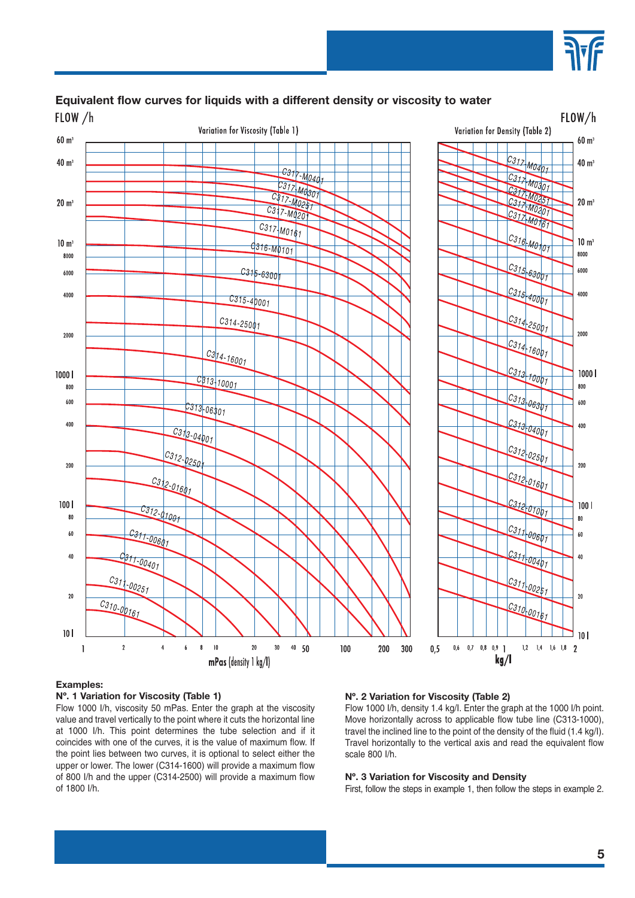## Equivalent flow curves for liquids with a different density or viscosity to water

FLOW /h

Variation for Viscosity (Table 1)

Variation for Density (Table 2)

FLOW/h

60 m³, 40 m³, 20 m³, 10 m³, 8000, 6000, 4000, 2000, 1000 l, 800, 600, 400, 200, 100 l, 80, 60, 40, 20, 10 l

C317-M0401, C317-M0301, C317-M0251, C317-M0201, C317-M0161, C316-M0101, C315-63001, C315-40001, C314-25001, C314-16001, C313-10001, C313-06301, C313-04001, C312-02501, C312-01601, C312-01001, C311-00601, C311-00401, C311-00251, C310-00161

1, 2, 4, 6, 8, 10, 20, 30, 40, 50, 100, 200, 300

mPas (density 1 kg/l)

0,5, 0,6, 0,7, 0,8, 0,9, 1, 1,2, 1,4, 1,6, 1,8, 2

kg/l

**Examples:**

**Nº. 1 Variation for Viscosity (Table 1)**

Flow 1000 l/h, viscosity 50 mPas. Enter the graph at the viscosity value and travel vertically to the point where it cuts the horizontal line at 1000 l/h. This point determines the tube selection and if it coincides with one of the curves, it is the value of maximum flow. If the point lies between two curves, it is optional to select either the upper or lower. The lower (C314-1600) will provide a maximum flow of 800 l/h and the upper (C314-2500) will provide a maximum flow of 1800 l/h.

**Nº. 2 Variation for Viscosity (Table 2)**

Flow 1000 l/h, density 1.4 kg/l. Enter the graph at the 1000 l/h point. Move horizontally across to applicable flow tube line (C313-1000), travel the inclined line to the point of the density of the fluid (1.4 kg/l). Travel horizontally to the vertical axis and read the equivalent flow scale 800 l/h.

**Nº. 3 Variation for Viscosity and Density**

First, follow the steps in example 1, then follow the steps in example 2.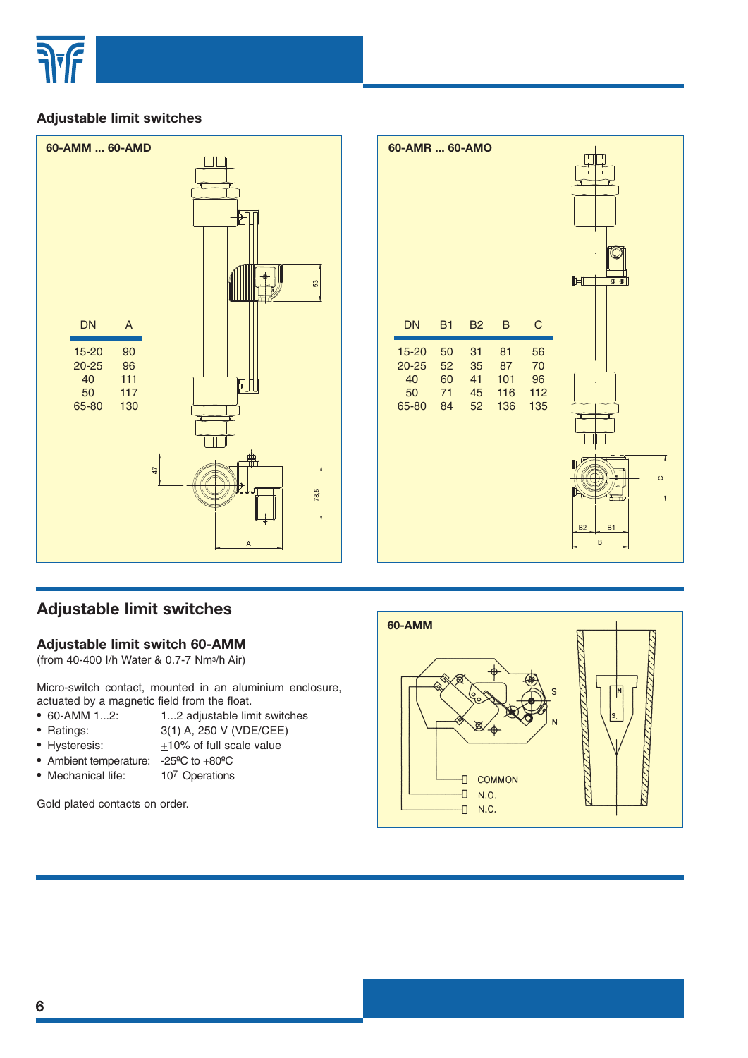## Adjustable limit switches

**60-AMM ... 60-AMD**

| DN | A |
|---|---|
| 15-20 | 90 |
| 20-25 | 96 |
| 40 | 111 |
| 50 | 117 |
| 65-80 | 130 |

**60-AMR ... 60-AMO**

| DN | B1 | B2 | B | C |
|---|---|---|---|---|
| 15-20 | 50 | 31 | 81 | 56 |
| 20-25 | 52 | 35 | 87 | 70 |
| 40 | 60 | 41 | 101 | 96 |
| 50 | 71 | 45 | 116 | 112 |
| 65-80 | 84 | 52 | 136 | 135 |

## Adjustable limit switches

### Adjustable limit switch 60-AMM

(from 40-400 l/h Water & 0.7-7 Nm³/h Air)

Micro-switch contact, mounted in an aluminium enclosure, actuated by a magnetic field from the float.

- 60-AMM 1...2: 1...2 adjustable limit switches
- Ratings: 3(1) A, 250 V (VDE/CEE)
- Hysteresis: ±10% of full scale value
- Ambient temperature: -25ºC to +80ºC
- Mechanical life: $10^7$ Operations

Gold plated contacts on order.

**60-AMM**

COMMON
N.O.
N.C.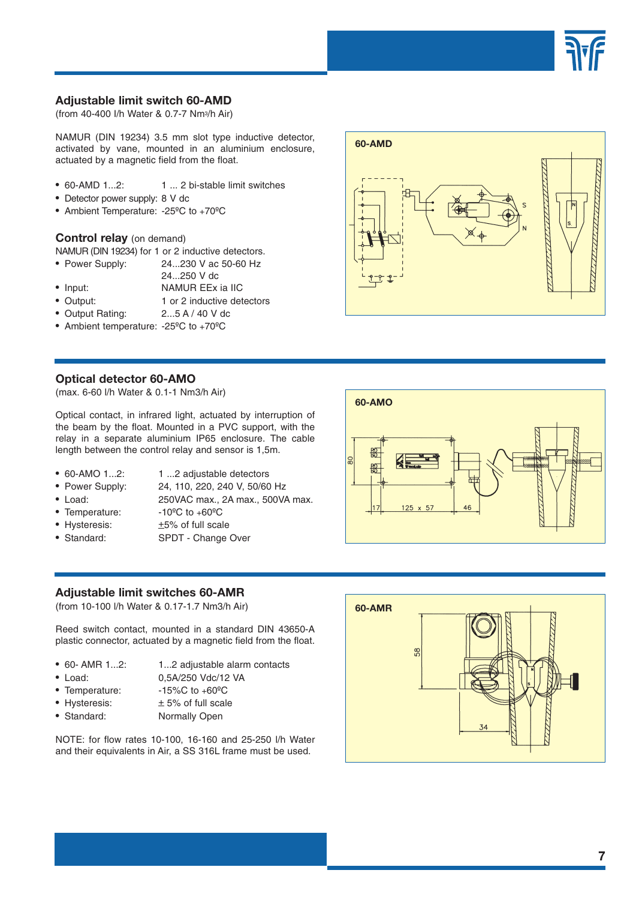## Adjustable limit switch 60-AMD

(from 40-400 l/h Water & 0.7-7 $Nm^3/h$ Air)

NAMUR (DIN 19234) 3.5 mm slot type inductive detector, activated by vane, mounted in an aluminium enclosure, actuated by a magnetic field from the float.

- 60-AMD 1...2: 1 ... 2 bi-stable limit switches
- Detector power supply: 8 V dc
- Ambient Temperature: -25ºC to +70ºC

### Control relay (on demand)

NAMUR (DIN 19234) for 1 or 2 inductive detectors.

- Power Supply: 24...230 V ac 50-60 Hz
  24...250 V dc
- Input: NAMUR EEx ia IIC
- Output: 1 or 2 inductive detectors
- Output Rating: 2...5 A / 40 V dc
- Ambient temperature: -25ºC to +70ºC

60-AMD

## Optical detector 60-AMO

(max. 6-60 l/h Water & 0.1-1 Nm3/h Air)

Optical contact, in infrared light, actuated by interruption of the beam by the float. Mounted in a PVC support, with the relay in a separate aluminium IP65 enclosure. The cable length between the control relay and sensor is 1,5m.

- 60-AMO 1...2: 1 ...2 adjustable detectors
- Power Supply: 24, 110, 220, 240 V, 50/60 Hz
- Load: 250VAC max., 2A max., 500VA max.
- Temperature: -10ºC to +60ºC
- Hysteresis: ±5% of full scale
- Standard: SPDT - Change Over

60-AMO

## Adjustable limit switches 60-AMR

(from 10-100 l/h Water & 0.17-1.7 Nm3/h Air)

Reed switch contact, mounted in a standard DIN 43650-A plastic connector, actuated by a magnetic field from the float.

- 60- AMR 1...2: 1...2 adjustable alarm contacts
- Load: 0,5A/250 Vdc/12 VA
- Temperature: -15ºC to +60ºC
- Hysteresis: ± 5% of full scale
- Standard: Normally Open

NOTE: for flow rates 10-100, 16-160 and 25-250 l/h Water and their equivalents in Air, a SS 316L frame must be used.

60-AMR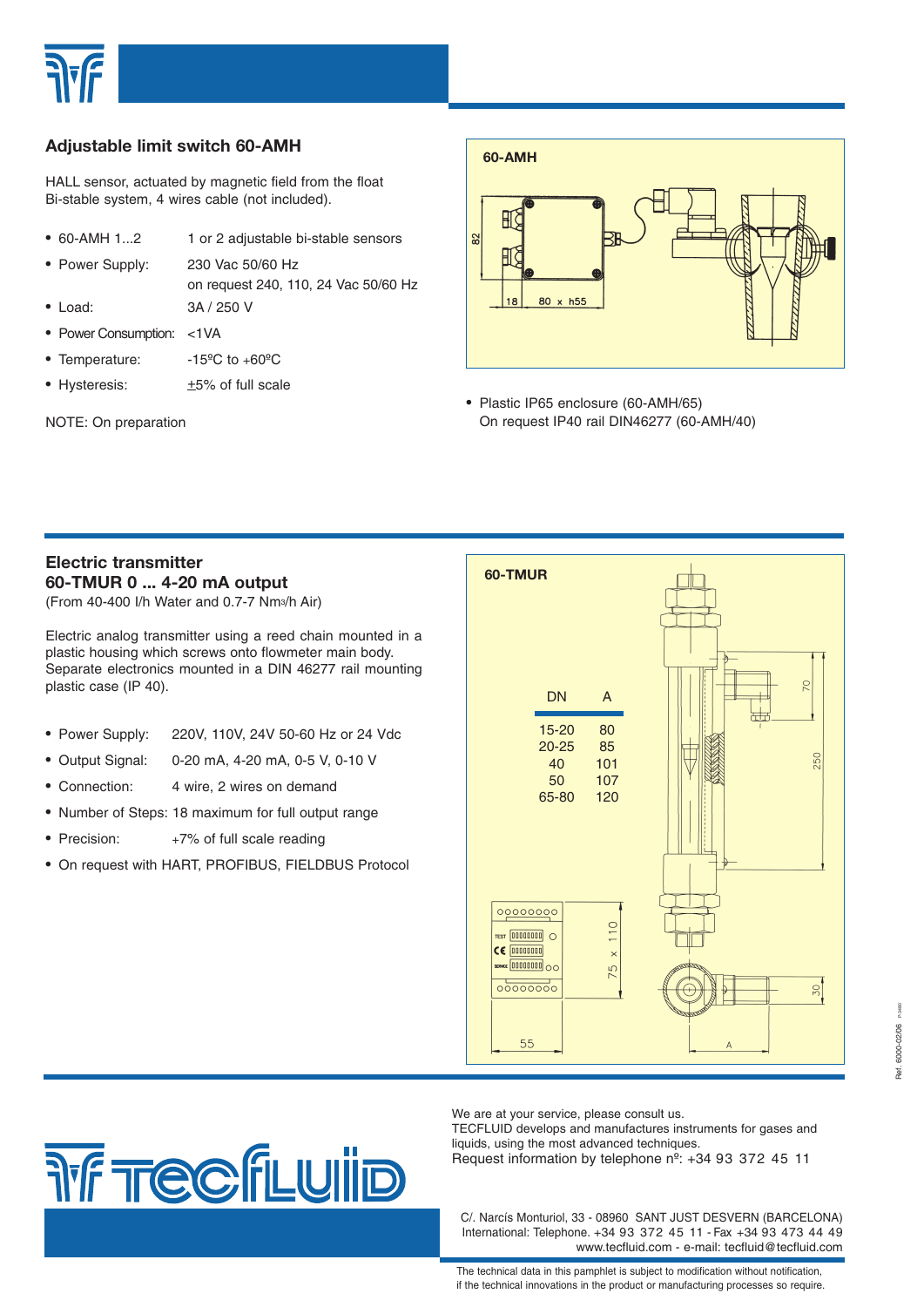## Adjustable limit switch 60-AMH

HALL sensor, actuated by magnetic field from the float
Bi-stable system, 4 wires cable (not included).

- 60-AMH 1...2 — 1 or 2 adjustable bi-stable sensors
- Power Supply: — 230 Vac 50/60 Hz
  on request 240, 110, 24 Vac 50/60 Hz
- Load: — 3A / 250 V
- Power Consumption: — <1VA
- Temperature: — -15ºC to +60ºC
- Hysteresis: — ±5% of full scale

NOTE: On preparation

**60-AMH**

82
18
80 x h55

- Plastic IP65 enclosure (60-AMH/65)
  On request IP40 rail DIN46277 (60-AMH/40)

## Electric transmitter
## 60-TMUR 0 ... 4-20 mA output

(From 40-400 l/h Water and 0.7-7 Nm³/h Air)

Electric analog transmitter using a reed chain mounted in a plastic housing which screws onto flowmeter main body. Separate electronics mounted in a DIN 46277 rail mounting plastic case (IP 40).

- Power Supply: 220V, 110V, 24V 50-60 Hz or 24 Vdc
- Output Signal: 0-20 mA, 4-20 mA, 0-5 V, 0-10 V
- Connection: 4 wire, 2 wires on demand
- Number of Steps: 18 maximum for full output range
- Precision: +7% of full scale reading
- On request with HART, PROFIBUS, FIELDBUS Protocol

**60-TMUR**

| DN | A |
|---|---|
| 15-20 | 80 |
| 20-25 | 85 |
| 40 | 101 |
| 50 | 107 |
| 65-80 | 120 |

70
250
75 x 110
30
55
A

We are at your service, please consult us.
TECFLUID develops and manufactures instruments for gases and liquids, using the most advanced techniques.
Request information by telephone nº: +34 93 372 45 11

C/. Narcís Monturiol, 33 - 08960 SANT JUST DESVERN (BARCELONA)
International: Telephone. +34 93 372 45 11 - Fax +34 93 473 44 49
www.tecfluid.com - e-mail: tecfluid@tecfluid.com

The technical data in this pamphlet is subject to modification without notification, if the technical innovations in the product or manufacturing processes so require.

Ref. 6000-02/06